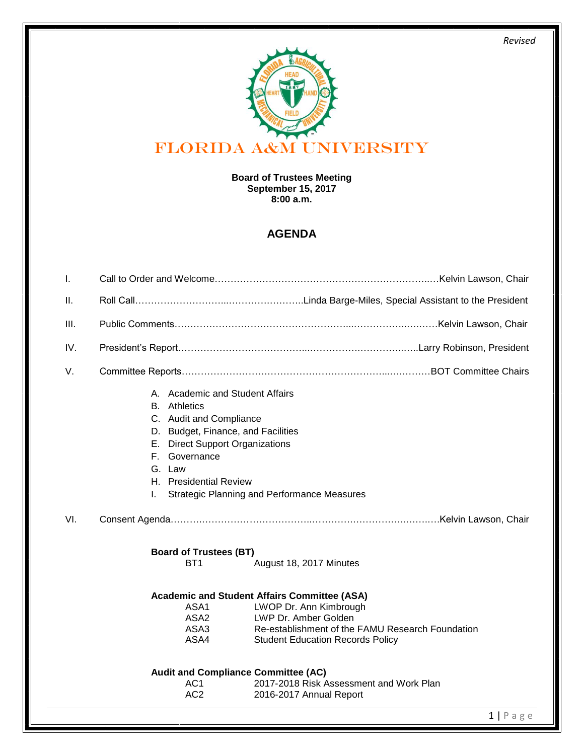*Revised*

# FLORIDA A&M UNIVERSITY

**Board of Trustees Meeting**
**September 15, 2017**
**8:00 a.m.**

## AGENDA

I. Call to Order and Welcome……………………………………………………………..….Kelvin Lawson, Chair

II. Roll Call………………………..……………….……..Linda Barge-Miles, Special Assistant to the President

III. Public Comments………………………………………………...………….....…..……Kelvin Lawson, Chair

IV. President's Report………….…………………………...……………….……………..….Larry Robinson, President

V. Committee Reports……………………………………………………………...…..………BOT Committee Chairs

- A. Academic and Student Affairs
- B. Athletics
- C. Audit and Compliance
- D. Budget, Finance, and Facilities
- E. Direct Support Organizations
- F. Governance
- G. Law
- H. Presidential Review
- I. Strategic Planning and Performance Measures

VI. Consent Agenda…………….……………………………..……………….……………..……..….Kelvin Lawson, Chair

**Board of Trustees (BT)**

| | |
|---|---|
| BT1 | August 18, 2017 Minutes |

**Academic and Student Affairs Committee (ASA)**

| | |
|---|---|
| ASA1 | LWOP Dr. Ann Kimbrough |
| ASA2 | LWP Dr. Amber Golden |
| ASA3 | Re-establishment of the FAMU Research Foundation |
| ASA4 | Student Education Records Policy |

**Audit and Compliance Committee (AC)**

| | |
|---|---|
| AC1 | 2017-2018 Risk Assessment and Work Plan |
| AC2 | 2016-2017 Annual Report |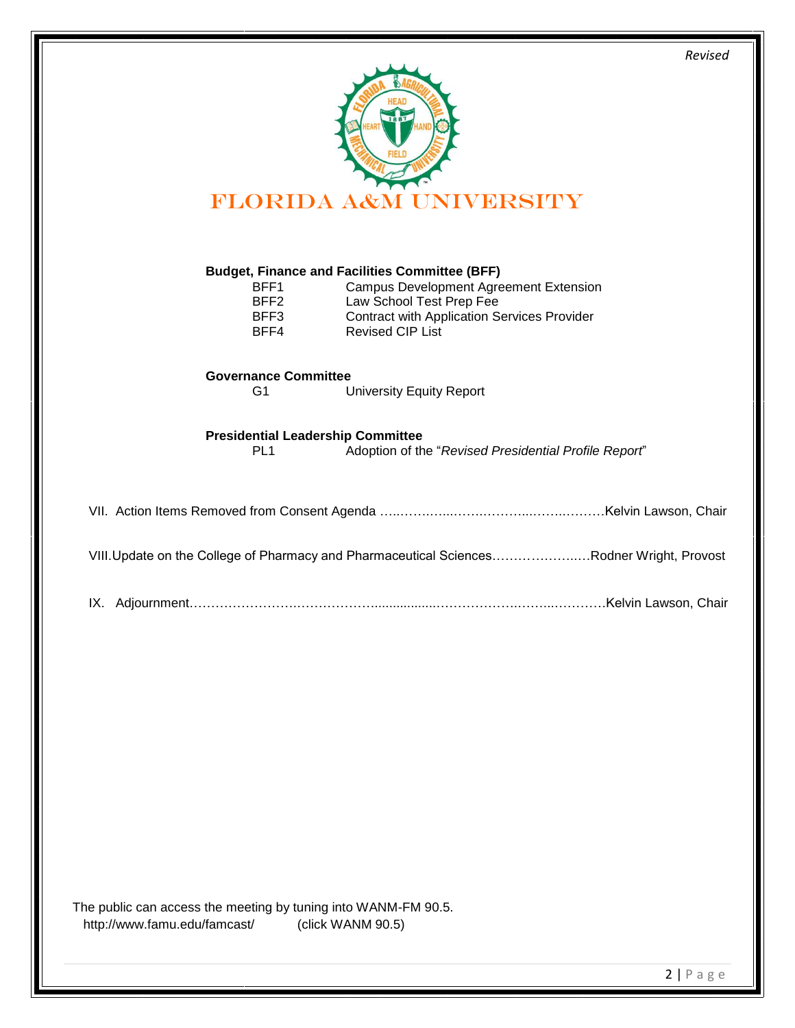*Revised*

FLORIDA A&M UNIVERSITY

**Budget, Finance and Facilities Committee (BFF)**

| | |
|---|---|
| BFF1 | Campus Development Agreement Extension |
| BFF2 | Law School Test Prep Fee |
| BFF3 | Contract with Application Services Provider |
| BFF4 | Revised CIP List |

**Governance Committee**

| | |
|---|---|
| G1 | University Equity Report |

**Presidential Leadership Committee**

| | |
|---|---|
| PL1 | Adoption of the "*Revised Presidential Profile Report*" |

VII. Action Items Removed from Consent Agenda ……………………………………………Kelvin Lawson, Chair

VIII. Update on the College of Pharmacy and Pharmaceutical Sciences……………………Rodner Wright, Provost

IX. Adjournment…………………………………………………………………………………Kelvin Lawson, Chair

The public can access the meeting by tuning into WANM-FM 90.5.
http://www.famu.edu/famcast/ (click WANM 90.5)